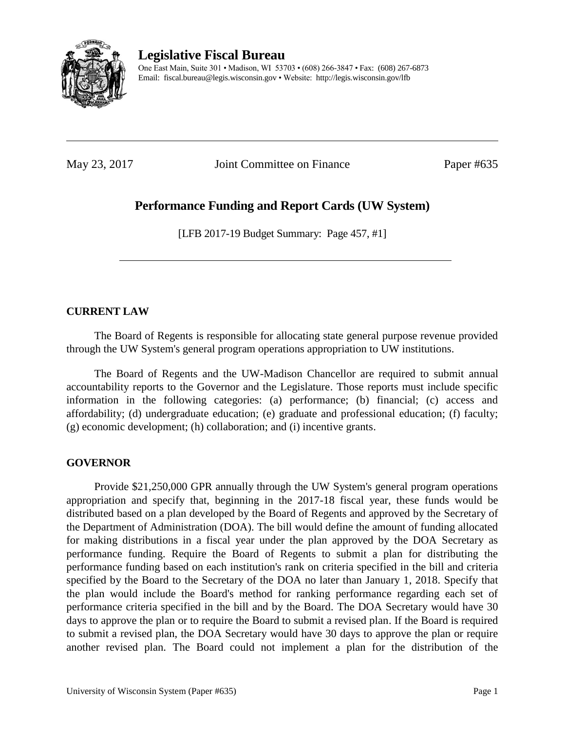# Legislative Fiscal Bureau

One East Main, Suite 301 • Madison, WI 53703 • (608) 266-3847 • Fax: (608) 267-6873
Email: fiscal.bureau@legis.wisconsin.gov • Website: http://legis.wisconsin.gov/lfb

---

May 23, 2017 Joint Committee on Finance Paper #635

## Performance Funding and Report Cards (UW System)

[LFB 2017-19 Budget Summary: Page 457, #1]

---

### CURRENT LAW

The Board of Regents is responsible for allocating state general purpose revenue provided through the UW System's general program operations appropriation to UW institutions.

The Board of Regents and the UW-Madison Chancellor are required to submit annual accountability reports to the Governor and the Legislature. Those reports must include specific information in the following categories: (a) performance; (b) financial; (c) access and affordability; (d) undergraduate education; (e) graduate and professional education; (f) faculty; (g) economic development; (h) collaboration; and (i) incentive grants.

### GOVERNOR

Provide $21,250,000 GPR annually through the UW System's general program operations appropriation and specify that, beginning in the 2017-18 fiscal year, these funds would be distributed based on a plan developed by the Board of Regents and approved by the Secretary of the Department of Administration (DOA). The bill would define the amount of funding allocated for making distributions in a fiscal year under the plan approved by the DOA Secretary as performance funding. Require the Board of Regents to submit a plan for distributing the performance funding based on each institution's rank on criteria specified in the bill and criteria specified by the Board to the Secretary of the DOA no later than January 1, 2018. Specify that the plan would include the Board's method for ranking performance regarding each set of performance criteria specified in the bill and by the Board. The DOA Secretary would have 30 days to approve the plan or to require the Board to submit a revised plan. If the Board is required to submit a revised plan, the DOA Secretary would have 30 days to approve the plan or require another revised plan. The Board could not implement a plan for the distribution of the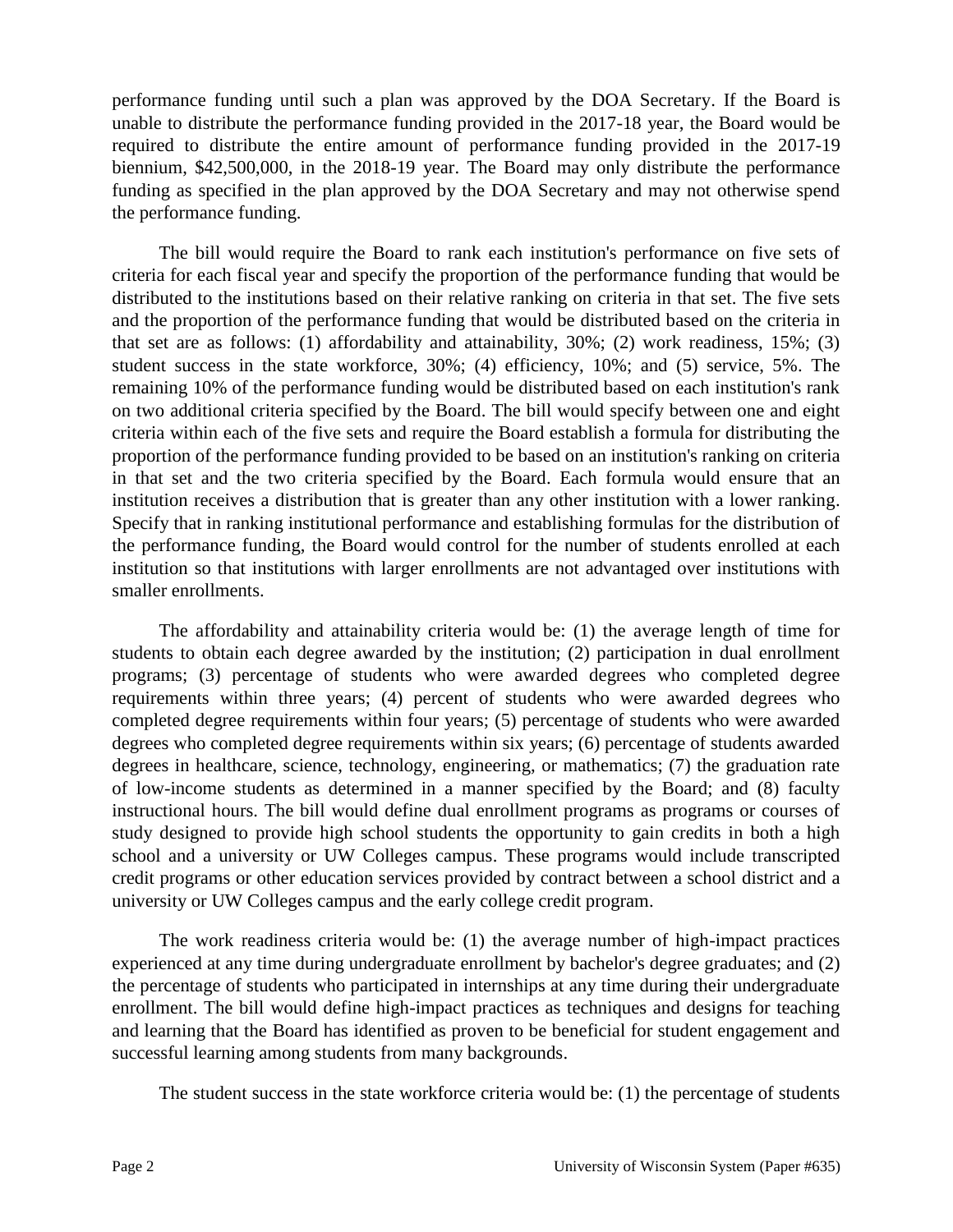performance funding until such a plan was approved by the DOA Secretary. If the Board is unable to distribute the performance funding provided in the 2017-18 year, the Board would be required to distribute the entire amount of performance funding provided in the 2017-19 biennium, $42,500,000, in the 2018-19 year. The Board may only distribute the performance funding as specified in the plan approved by the DOA Secretary and may not otherwise spend the performance funding.

The bill would require the Board to rank each institution's performance on five sets of criteria for each fiscal year and specify the proportion of the performance funding that would be distributed to the institutions based on their relative ranking on criteria in that set. The five sets and the proportion of the performance funding that would be distributed based on the criteria in that set are as follows: (1) affordability and attainability, 30%; (2) work readiness, 15%; (3) student success in the state workforce, 30%; (4) efficiency, 10%; and (5) service, 5%. The remaining 10% of the performance funding would be distributed based on each institution's rank on two additional criteria specified by the Board. The bill would specify between one and eight criteria within each of the five sets and require the Board establish a formula for distributing the proportion of the performance funding provided to be based on an institution's ranking on criteria in that set and the two criteria specified by the Board. Each formula would ensure that an institution receives a distribution that is greater than any other institution with a lower ranking. Specify that in ranking institutional performance and establishing formulas for the distribution of the performance funding, the Board would control for the number of students enrolled at each institution so that institutions with larger enrollments are not advantaged over institutions with smaller enrollments.

The affordability and attainability criteria would be: (1) the average length of time for students to obtain each degree awarded by the institution; (2) participation in dual enrollment programs; (3) percentage of students who were awarded degrees who completed degree requirements within three years; (4) percent of students who were awarded degrees who completed degree requirements within four years; (5) percentage of students who were awarded degrees who completed degree requirements within six years; (6) percentage of students awarded degrees in healthcare, science, technology, engineering, or mathematics; (7) the graduation rate of low-income students as determined in a manner specified by the Board; and (8) faculty instructional hours. The bill would define dual enrollment programs as programs or courses of study designed to provide high school students the opportunity to gain credits in both a high school and a university or UW Colleges campus. These programs would include transcripted credit programs or other education services provided by contract between a school district and a university or UW Colleges campus and the early college credit program.

The work readiness criteria would be: (1) the average number of high-impact practices experienced at any time during undergraduate enrollment by bachelor's degree graduates; and (2) the percentage of students who participated in internships at any time during their undergraduate enrollment. The bill would define high-impact practices as techniques and designs for teaching and learning that the Board has identified as proven to be beneficial for student engagement and successful learning among students from many backgrounds.

The student success in the state workforce criteria would be: (1) the percentage of students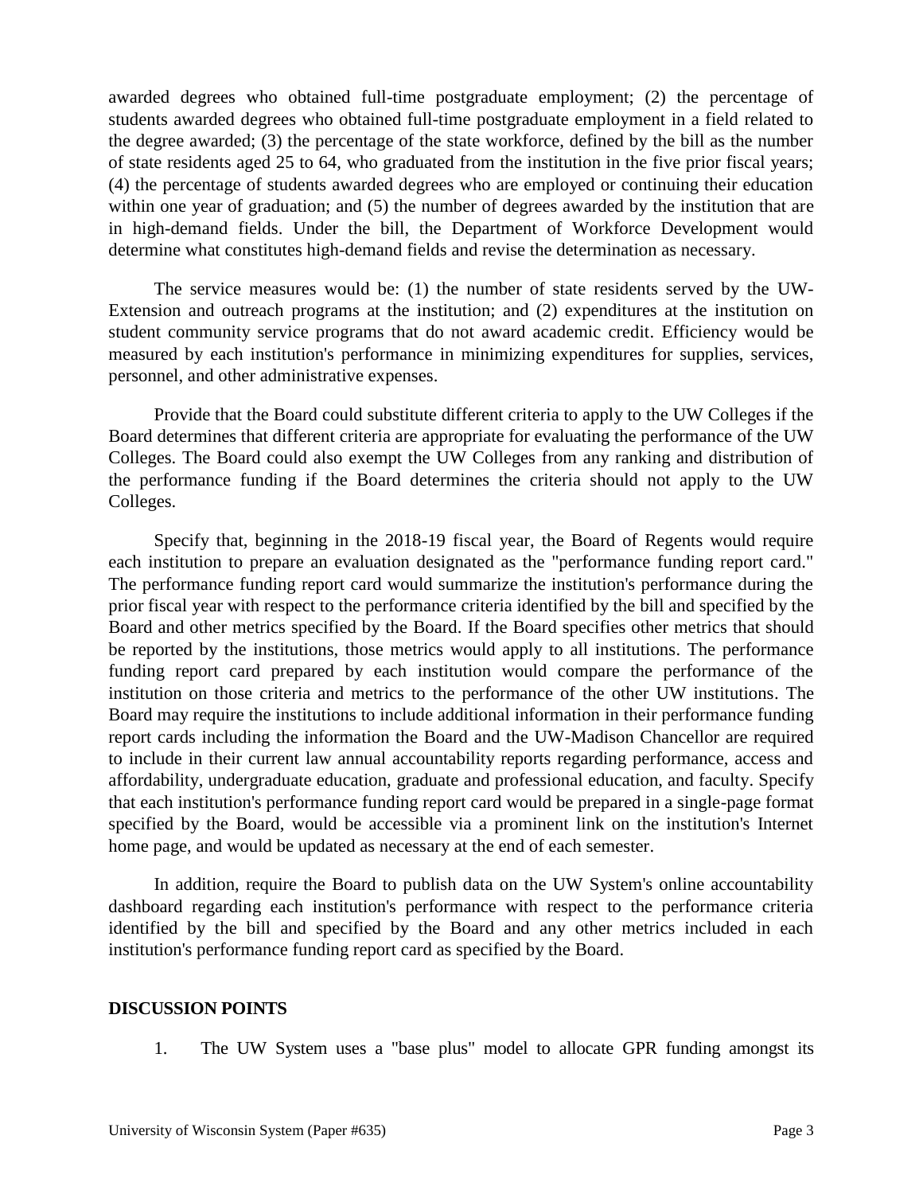awarded degrees who obtained full-time postgraduate employment; (2) the percentage of students awarded degrees who obtained full-time postgraduate employment in a field related to the degree awarded; (3) the percentage of the state workforce, defined by the bill as the number of state residents aged 25 to 64, who graduated from the institution in the five prior fiscal years; (4) the percentage of students awarded degrees who are employed or continuing their education within one year of graduation; and (5) the number of degrees awarded by the institution that are in high-demand fields. Under the bill, the Department of Workforce Development would determine what constitutes high-demand fields and revise the determination as necessary.

The service measures would be: (1) the number of state residents served by the UW-Extension and outreach programs at the institution; and (2) expenditures at the institution on student community service programs that do not award academic credit. Efficiency would be measured by each institution's performance in minimizing expenditures for supplies, services, personnel, and other administrative expenses.

Provide that the Board could substitute different criteria to apply to the UW Colleges if the Board determines that different criteria are appropriate for evaluating the performance of the UW Colleges. The Board could also exempt the UW Colleges from any ranking and distribution of the performance funding if the Board determines the criteria should not apply to the UW Colleges.

Specify that, beginning in the 2018-19 fiscal year, the Board of Regents would require each institution to prepare an evaluation designated as the "performance funding report card." The performance funding report card would summarize the institution's performance during the prior fiscal year with respect to the performance criteria identified by the bill and specified by the Board and other metrics specified by the Board. If the Board specifies other metrics that should be reported by the institutions, those metrics would apply to all institutions. The performance funding report card prepared by each institution would compare the performance of the institution on those criteria and metrics to the performance of the other UW institutions. The Board may require the institutions to include additional information in their performance funding report cards including the information the Board and the UW-Madison Chancellor are required to include in their current law annual accountability reports regarding performance, access and affordability, undergraduate education, graduate and professional education, and faculty. Specify that each institution's performance funding report card would be prepared in a single-page format specified by the Board, would be accessible via a prominent link on the institution's Internet home page, and would be updated as necessary at the end of each semester.

In addition, require the Board to publish data on the UW System's online accountability dashboard regarding each institution's performance with respect to the performance criteria identified by the bill and specified by the Board and any other metrics included in each institution's performance funding report card as specified by the Board.

**DISCUSSION POINTS**

1. The UW System uses a "base plus" model to allocate GPR funding amongst its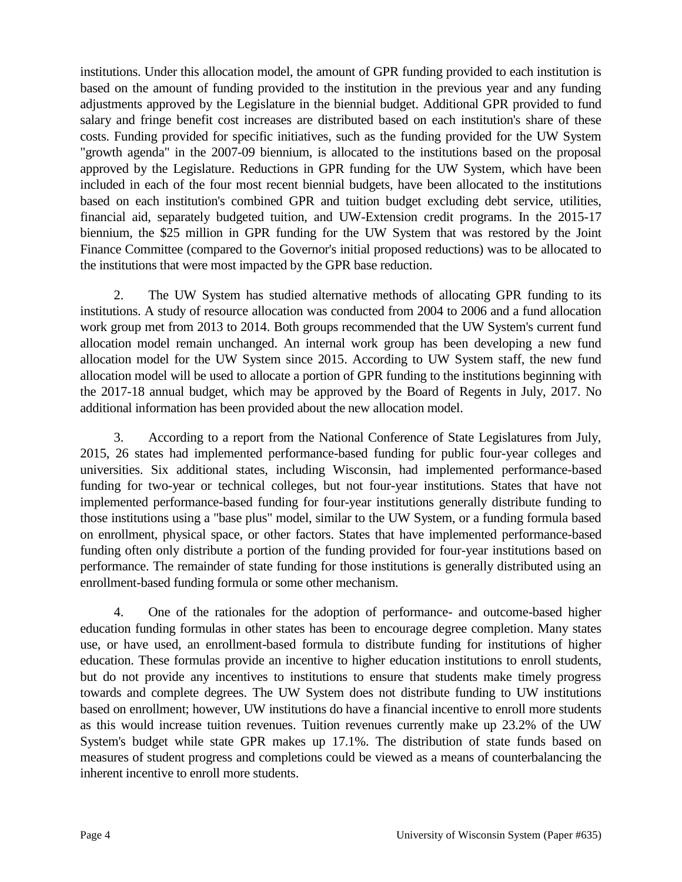institutions. Under this allocation model, the amount of GPR funding provided to each institution is based on the amount of funding provided to the institution in the previous year and any funding adjustments approved by the Legislature in the biennial budget. Additional GPR provided to fund salary and fringe benefit cost increases are distributed based on each institution's share of these costs. Funding provided for specific initiatives, such as the funding provided for the UW System "growth agenda" in the 2007-09 biennium, is allocated to the institutions based on the proposal approved by the Legislature. Reductions in GPR funding for the UW System, which have been included in each of the four most recent biennial budgets, have been allocated to the institutions based on each institution's combined GPR and tuition budget excluding debt service, utilities, financial aid, separately budgeted tuition, and UW-Extension credit programs. In the 2015-17 biennium, the $25 million in GPR funding for the UW System that was restored by the Joint Finance Committee (compared to the Governor's initial proposed reductions) was to be allocated to the institutions that were most impacted by the GPR base reduction.

2. The UW System has studied alternative methods of allocating GPR funding to its institutions. A study of resource allocation was conducted from 2004 to 2006 and a fund allocation work group met from 2013 to 2014. Both groups recommended that the UW System's current fund allocation model remain unchanged. An internal work group has been developing a new fund allocation model for the UW System since 2015. According to UW System staff, the new fund allocation model will be used to allocate a portion of GPR funding to the institutions beginning with the 2017-18 annual budget, which may be approved by the Board of Regents in July, 2017. No additional information has been provided about the new allocation model.

3. According to a report from the National Conference of State Legislatures from July, 2015, 26 states had implemented performance-based funding for public four-year colleges and universities. Six additional states, including Wisconsin, had implemented performance-based funding for two-year or technical colleges, but not four-year institutions. States that have not implemented performance-based funding for four-year institutions generally distribute funding to those institutions using a "base plus" model, similar to the UW System, or a funding formula based on enrollment, physical space, or other factors. States that have implemented performance-based funding often only distribute a portion of the funding provided for four-year institutions based on performance. The remainder of state funding for those institutions is generally distributed using an enrollment-based funding formula or some other mechanism.

4. One of the rationales for the adoption of performance- and outcome-based higher education funding formulas in other states has been to encourage degree completion. Many states use, or have used, an enrollment-based formula to distribute funding for institutions of higher education. These formulas provide an incentive to higher education institutions to enroll students, but do not provide any incentives to institutions to ensure that students make timely progress towards and complete degrees. The UW System does not distribute funding to UW institutions based on enrollment; however, UW institutions do have a financial incentive to enroll more students as this would increase tuition revenues. Tuition revenues currently make up 23.2% of the UW System's budget while state GPR makes up 17.1%. The distribution of state funds based on measures of student progress and completions could be viewed as a means of counterbalancing the inherent incentive to enroll more students.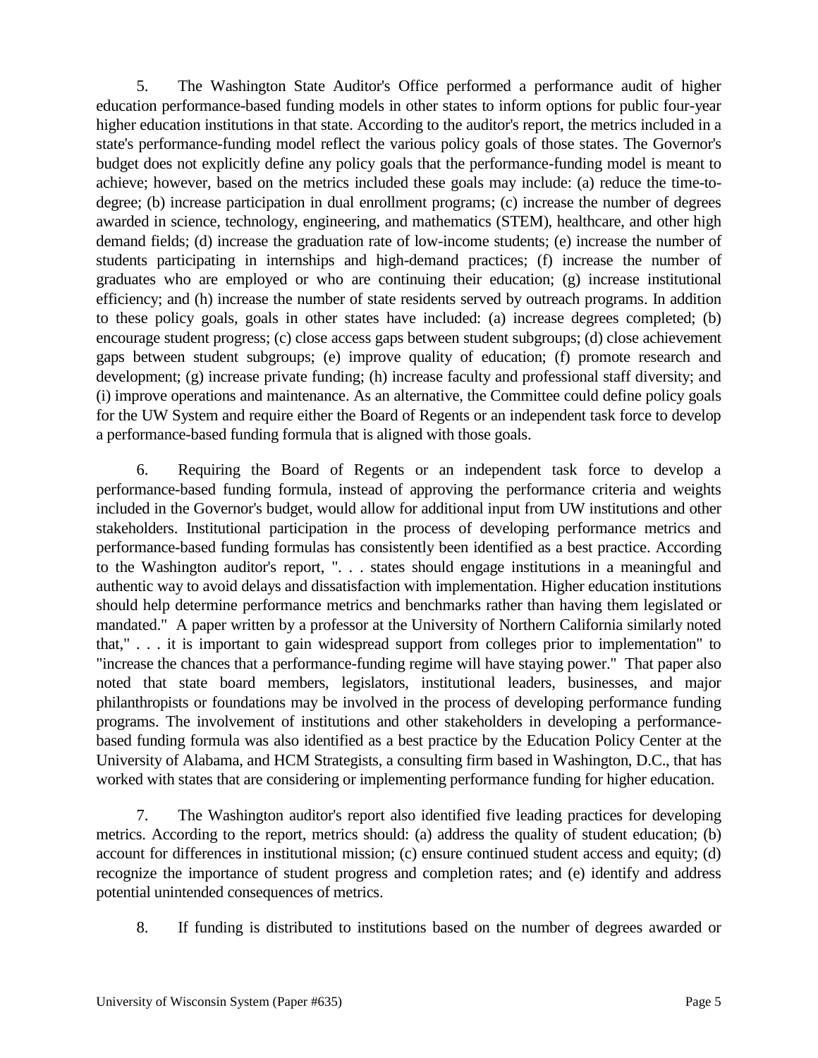5. The Washington State Auditor's Office performed a performance audit of higher education performance-based funding models in other states to inform options for public four-year higher education institutions in that state. According to the auditor's report, the metrics included in a state's performance-funding model reflect the various policy goals of those states. The Governor's budget does not explicitly define any policy goals that the performance-funding model is meant to achieve; however, based on the metrics included these goals may include: (a) reduce the time-to-degree; (b) increase participation in dual enrollment programs; (c) increase the number of degrees awarded in science, technology, engineering, and mathematics (STEM), healthcare, and other high demand fields; (d) increase the graduation rate of low-income students; (e) increase the number of students participating in internships and high-demand practices; (f) increase the number of graduates who are employed or who are continuing their education; (g) increase institutional efficiency; and (h) increase the number of state residents served by outreach programs. In addition to these policy goals, goals in other states have included: (a) increase degrees completed; (b) encourage student progress; (c) close access gaps between student subgroups; (d) close achievement gaps between student subgroups; (e) improve quality of education; (f) promote research and development; (g) increase private funding; (h) increase faculty and professional staff diversity; and (i) improve operations and maintenance. As an alternative, the Committee could define policy goals for the UW System and require either the Board of Regents or an independent task force to develop a performance-based funding formula that is aligned with those goals.

6. Requiring the Board of Regents or an independent task force to develop a performance-based funding formula, instead of approving the performance criteria and weights included in the Governor's budget, would allow for additional input from UW institutions and other stakeholders. Institutional participation in the process of developing performance metrics and performance-based funding formulas has consistently been identified as a best practice. According to the Washington auditor's report, ". . . states should engage institutions in a meaningful and authentic way to avoid delays and dissatisfaction with implementation. Higher education institutions should help determine performance metrics and benchmarks rather than having them legislated or mandated." A paper written by a professor at the University of Northern California similarly noted that," . . . it is important to gain widespread support from colleges prior to implementation" to "increase the chances that a performance-funding regime will have staying power." That paper also noted that state board members, legislators, institutional leaders, businesses, and major philanthropists or foundations may be involved in the process of developing performance funding programs. The involvement of institutions and other stakeholders in developing a performance-based funding formula was also identified as a best practice by the Education Policy Center at the University of Alabama, and HCM Strategists, a consulting firm based in Washington, D.C., that has worked with states that are considering or implementing performance funding for higher education.

7. The Washington auditor's report also identified five leading practices for developing metrics. According to the report, metrics should: (a) address the quality of student education; (b) account for differences in institutional mission; (c) ensure continued student access and equity; (d) recognize the importance of student progress and completion rates; and (e) identify and address potential unintended consequences of metrics.

8. If funding is distributed to institutions based on the number of degrees awarded or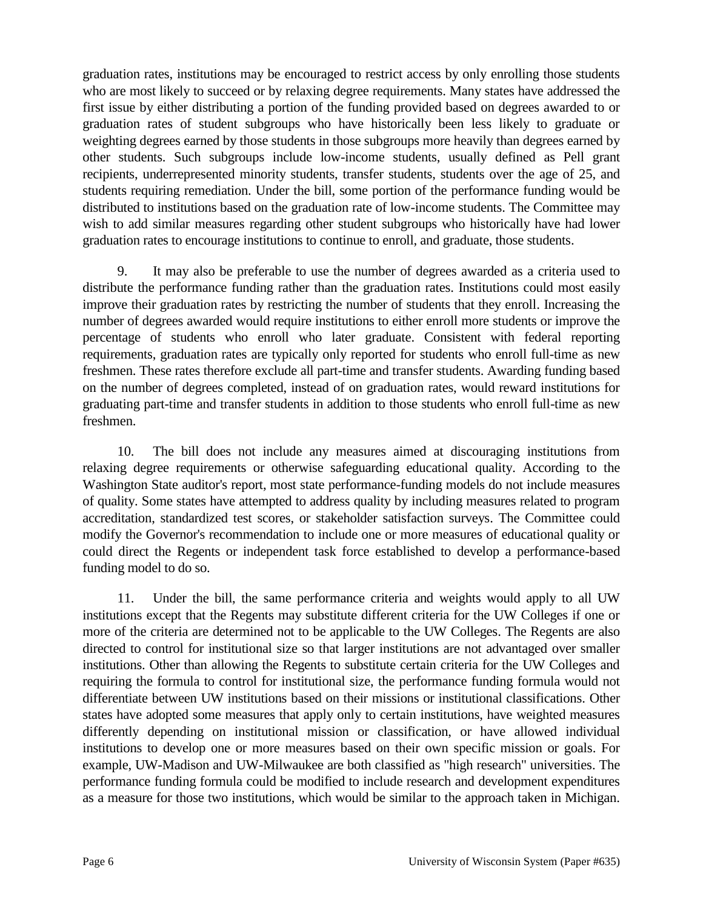graduation rates, institutions may be encouraged to restrict access by only enrolling those students who are most likely to succeed or by relaxing degree requirements. Many states have addressed the first issue by either distributing a portion of the funding provided based on degrees awarded to or graduation rates of student subgroups who have historically been less likely to graduate or weighting degrees earned by those students in those subgroups more heavily than degrees earned by other students. Such subgroups include low-income students, usually defined as Pell grant recipients, underrepresented minority students, transfer students, students over the age of 25, and students requiring remediation. Under the bill, some portion of the performance funding would be distributed to institutions based on the graduation rate of low-income students. The Committee may wish to add similar measures regarding other student subgroups who historically have had lower graduation rates to encourage institutions to continue to enroll, and graduate, those students.

9. It may also be preferable to use the number of degrees awarded as a criteria used to distribute the performance funding rather than the graduation rates. Institutions could most easily improve their graduation rates by restricting the number of students that they enroll. Increasing the number of degrees awarded would require institutions to either enroll more students or improve the percentage of students who enroll who later graduate. Consistent with federal reporting requirements, graduation rates are typically only reported for students who enroll full-time as new freshmen. These rates therefore exclude all part-time and transfer students. Awarding funding based on the number of degrees completed, instead of on graduation rates, would reward institutions for graduating part-time and transfer students in addition to those students who enroll full-time as new freshmen.

10. The bill does not include any measures aimed at discouraging institutions from relaxing degree requirements or otherwise safeguarding educational quality. According to the Washington State auditor's report, most state performance-funding models do not include measures of quality. Some states have attempted to address quality by including measures related to program accreditation, standardized test scores, or stakeholder satisfaction surveys. The Committee could modify the Governor's recommendation to include one or more measures of educational quality or could direct the Regents or independent task force established to develop a performance-based funding model to do so.

11. Under the bill, the same performance criteria and weights would apply to all UW institutions except that the Regents may substitute different criteria for the UW Colleges if one or more of the criteria are determined not to be applicable to the UW Colleges. The Regents are also directed to control for institutional size so that larger institutions are not advantaged over smaller institutions. Other than allowing the Regents to substitute certain criteria for the UW Colleges and requiring the formula to control for institutional size, the performance funding formula would not differentiate between UW institutions based on their missions or institutional classifications. Other states have adopted some measures that apply only to certain institutions, have weighted measures differently depending on institutional mission or classification, or have allowed individual institutions to develop one or more measures based on their own specific mission or goals. For example, UW-Madison and UW-Milwaukee are both classified as "high research" universities. The performance funding formula could be modified to include research and development expenditures as a measure for those two institutions, which would be similar to the approach taken in Michigan.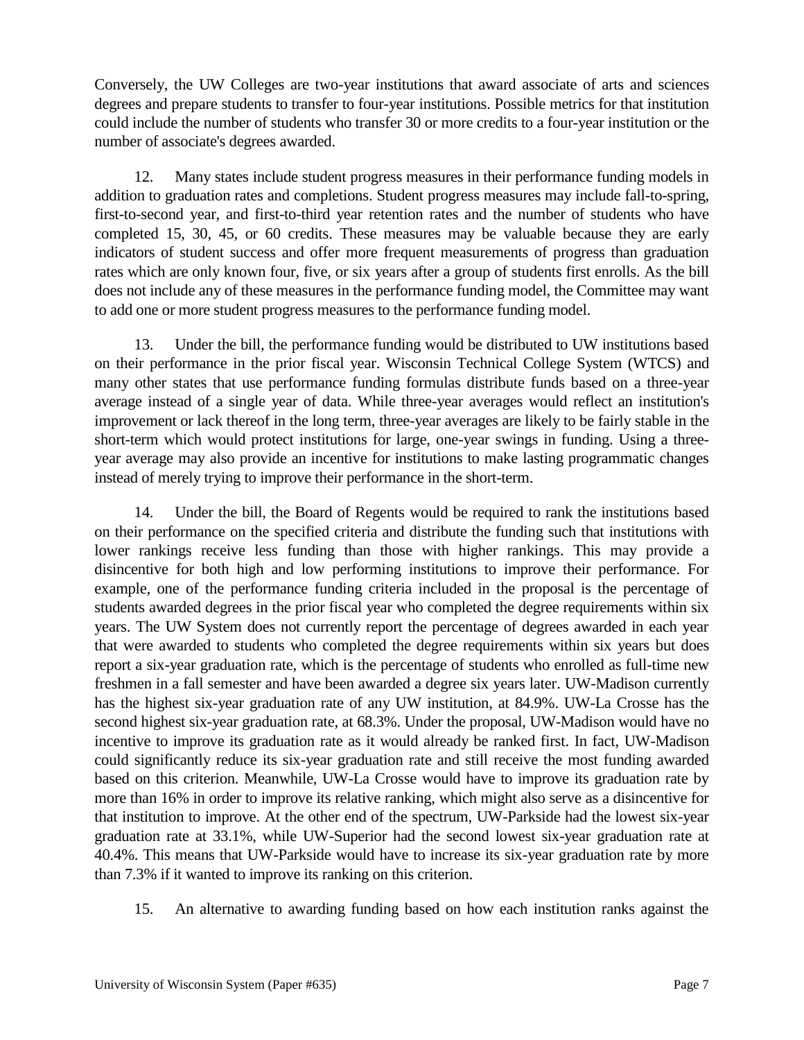Conversely, the UW Colleges are two-year institutions that award associate of arts and sciences degrees and prepare students to transfer to four-year institutions. Possible metrics for that institution could include the number of students who transfer 30 or more credits to a four-year institution or the number of associate's degrees awarded.

12. Many states include student progress measures in their performance funding models in addition to graduation rates and completions. Student progress measures may include fall-to-spring, first-to-second year, and first-to-third year retention rates and the number of students who have completed 15, 30, 45, or 60 credits. These measures may be valuable because they are early indicators of student success and offer more frequent measurements of progress than graduation rates which are only known four, five, or six years after a group of students first enrolls. As the bill does not include any of these measures in the performance funding model, the Committee may want to add one or more student progress measures to the performance funding model.

13. Under the bill, the performance funding would be distributed to UW institutions based on their performance in the prior fiscal year. Wisconsin Technical College System (WTCS) and many other states that use performance funding formulas distribute funds based on a three-year average instead of a single year of data. While three-year averages would reflect an institution's improvement or lack thereof in the long term, three-year averages are likely to be fairly stable in the short-term which would protect institutions for large, one-year swings in funding. Using a three-year average may also provide an incentive for institutions to make lasting programmatic changes instead of merely trying to improve their performance in the short-term.

14. Under the bill, the Board of Regents would be required to rank the institutions based on their performance on the specified criteria and distribute the funding such that institutions with lower rankings receive less funding than those with higher rankings. This may provide a disincentive for both high and low performing institutions to improve their performance. For example, one of the performance funding criteria included in the proposal is the percentage of students awarded degrees in the prior fiscal year who completed the degree requirements within six years. The UW System does not currently report the percentage of degrees awarded in each year that were awarded to students who completed the degree requirements within six years but does report a six-year graduation rate, which is the percentage of students who enrolled as full-time new freshmen in a fall semester and have been awarded a degree six years later. UW-Madison currently has the highest six-year graduation rate of any UW institution, at 84.9%. UW-La Crosse has the second highest six-year graduation rate, at 68.3%. Under the proposal, UW-Madison would have no incentive to improve its graduation rate as it would already be ranked first. In fact, UW-Madison could significantly reduce its six-year graduation rate and still receive the most funding awarded based on this criterion. Meanwhile, UW-La Crosse would have to improve its graduation rate by more than 16% in order to improve its relative ranking, which might also serve as a disincentive for that institution to improve. At the other end of the spectrum, UW-Parkside had the lowest six-year graduation rate at 33.1%, while UW-Superior had the second lowest six-year graduation rate at 40.4%. This means that UW-Parkside would have to increase its six-year graduation rate by more than 7.3% if it wanted to improve its ranking on this criterion.

15. An alternative to awarding funding based on how each institution ranks against the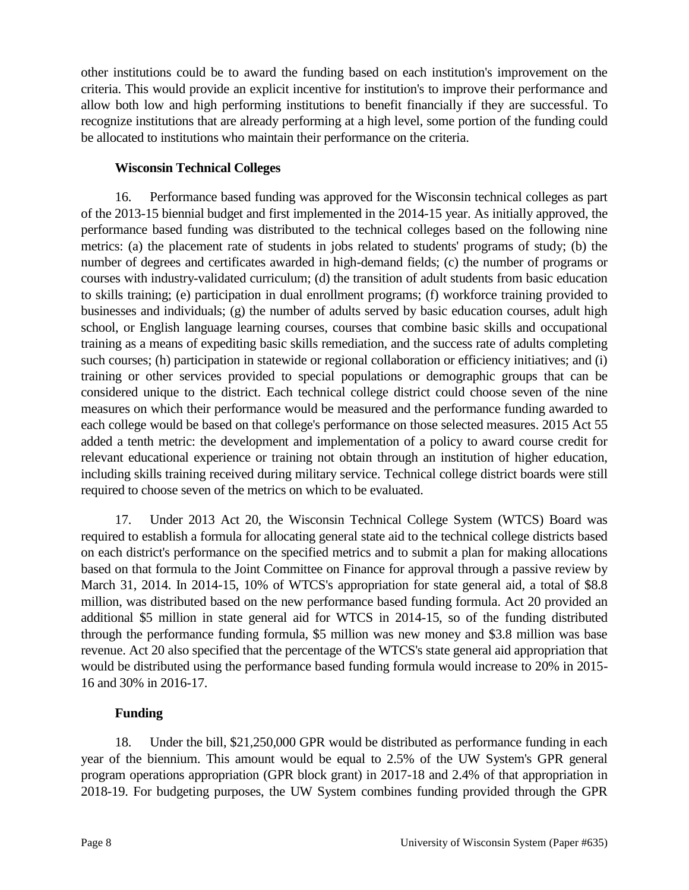other institutions could be to award the funding based on each institution's improvement on the criteria. This would provide an explicit incentive for institution's to improve their performance and allow both low and high performing institutions to benefit financially if they are successful. To recognize institutions that are already performing at a high level, some portion of the funding could be allocated to institutions who maintain their performance on the criteria.

**Wisconsin Technical Colleges**

16. Performance based funding was approved for the Wisconsin technical colleges as part of the 2013-15 biennial budget and first implemented in the 2014-15 year. As initially approved, the performance based funding was distributed to the technical colleges based on the following nine metrics: (a) the placement rate of students in jobs related to students' programs of study; (b) the number of degrees and certificates awarded in high-demand fields; (c) the number of programs or courses with industry-validated curriculum; (d) the transition of adult students from basic education to skills training; (e) participation in dual enrollment programs; (f) workforce training provided to businesses and individuals; (g) the number of adults served by basic education courses, adult high school, or English language learning courses, courses that combine basic skills and occupational training as a means of expediting basic skills remediation, and the success rate of adults completing such courses; (h) participation in statewide or regional collaboration or efficiency initiatives; and (i) training or other services provided to special populations or demographic groups that can be considered unique to the district. Each technical college district could choose seven of the nine measures on which their performance would be measured and the performance funding awarded to each college would be based on that college's performance on those selected measures. 2015 Act 55 added a tenth metric: the development and implementation of a policy to award course credit for relevant educational experience or training not obtain through an institution of higher education, including skills training received during military service. Technical college district boards were still required to choose seven of the metrics on which to be evaluated.

17. Under 2013 Act 20, the Wisconsin Technical College System (WTCS) Board was required to establish a formula for allocating general state aid to the technical college districts based on each district's performance on the specified metrics and to submit a plan for making allocations based on that formula to the Joint Committee on Finance for approval through a passive review by March 31, 2014. In 2014-15, 10% of WTCS's appropriation for state general aid, a total of $8.8 million, was distributed based on the new performance based funding formula. Act 20 provided an additional $5 million in state general aid for WTCS in 2014-15, so of the funding distributed through the performance funding formula, $5 million was new money and $3.8 million was base revenue. Act 20 also specified that the percentage of the WTCS's state general aid appropriation that would be distributed using the performance based funding formula would increase to 20% in 2015-16 and 30% in 2016-17.

**Funding**

18. Under the bill, $21,250,000 GPR would be distributed as performance funding in each year of the biennium. This amount would be equal to 2.5% of the UW System's GPR general program operations appropriation (GPR block grant) in 2017-18 and 2.4% of that appropriation in 2018-19. For budgeting purposes, the UW System combines funding provided through the GPR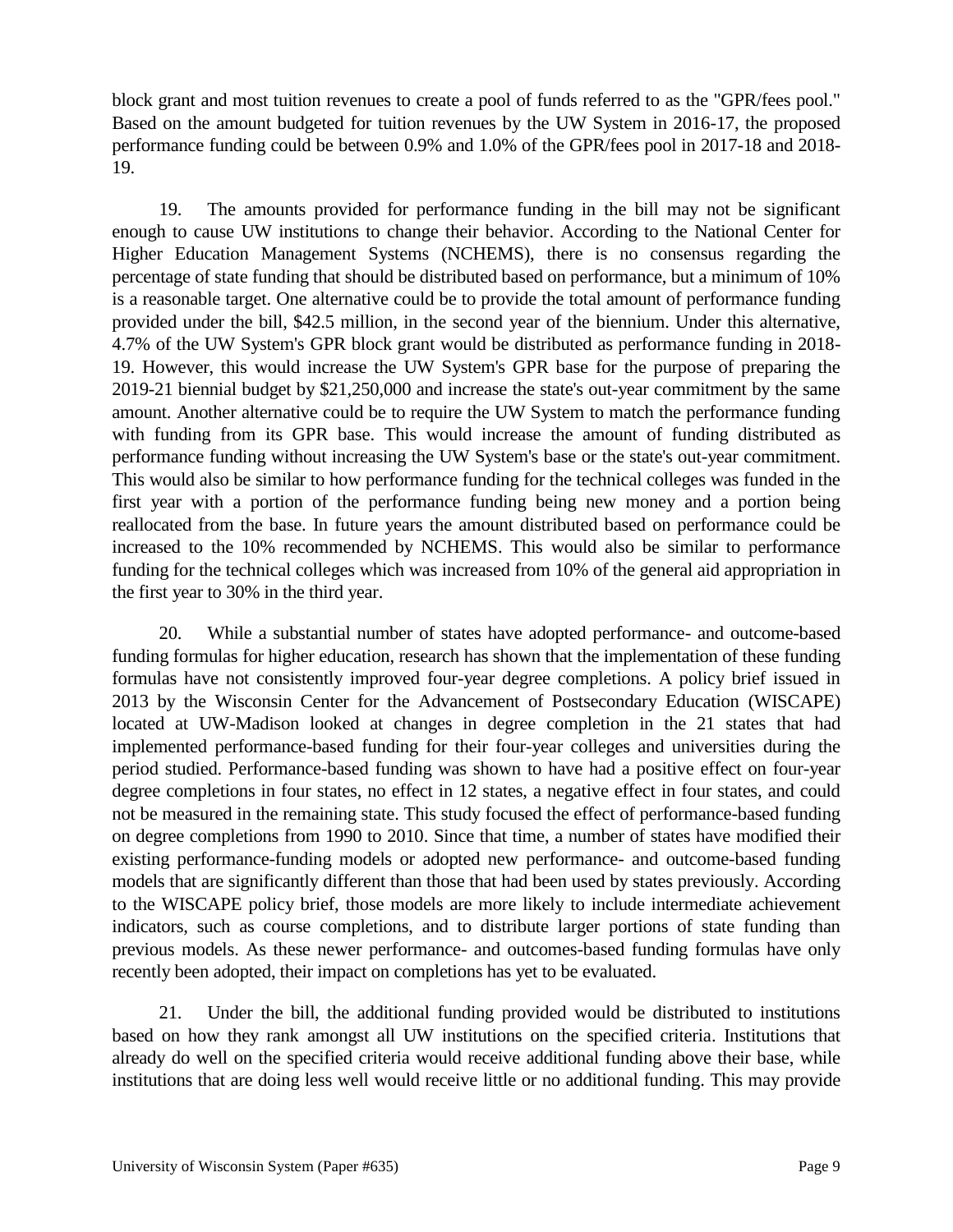block grant and most tuition revenues to create a pool of funds referred to as the "GPR/fees pool." Based on the amount budgeted for tuition revenues by the UW System in 2016-17, the proposed performance funding could be between 0.9% and 1.0% of the GPR/fees pool in 2017-18 and 2018-19.

19. The amounts provided for performance funding in the bill may not be significant enough to cause UW institutions to change their behavior. According to the National Center for Higher Education Management Systems (NCHEMS), there is no consensus regarding the percentage of state funding that should be distributed based on performance, but a minimum of 10% is a reasonable target. One alternative could be to provide the total amount of performance funding provided under the bill, $42.5 million, in the second year of the biennium. Under this alternative, 4.7% of the UW System's GPR block grant would be distributed as performance funding in 2018-19. However, this would increase the UW System's GPR base for the purpose of preparing the 2019-21 biennial budget by $21,250,000 and increase the state's out-year commitment by the same amount. Another alternative could be to require the UW System to match the performance funding with funding from its GPR base. This would increase the amount of funding distributed as performance funding without increasing the UW System's base or the state's out-year commitment. This would also be similar to how performance funding for the technical colleges was funded in the first year with a portion of the performance funding being new money and a portion being reallocated from the base. In future years the amount distributed based on performance could be increased to the 10% recommended by NCHEMS. This would also be similar to performance funding for the technical colleges which was increased from 10% of the general aid appropriation in the first year to 30% in the third year.

20. While a substantial number of states have adopted performance- and outcome-based funding formulas for higher education, research has shown that the implementation of these funding formulas have not consistently improved four-year degree completions. A policy brief issued in 2013 by the Wisconsin Center for the Advancement of Postsecondary Education (WISCAPE) located at UW-Madison looked at changes in degree completion in the 21 states that had implemented performance-based funding for their four-year colleges and universities during the period studied. Performance-based funding was shown to have had a positive effect on four-year degree completions in four states, no effect in 12 states, a negative effect in four states, and could not be measured in the remaining state. This study focused the effect of performance-based funding on degree completions from 1990 to 2010. Since that time, a number of states have modified their existing performance-funding models or adopted new performance- and outcome-based funding models that are significantly different than those that had been used by states previously. According to the WISCAPE policy brief, those models are more likely to include intermediate achievement indicators, such as course completions, and to distribute larger portions of state funding than previous models. As these newer performance- and outcomes-based funding formulas have only recently been adopted, their impact on completions has yet to be evaluated.

21. Under the bill, the additional funding provided would be distributed to institutions based on how they rank amongst all UW institutions on the specified criteria. Institutions that already do well on the specified criteria would receive additional funding above their base, while institutions that are doing less well would receive little or no additional funding. This may provide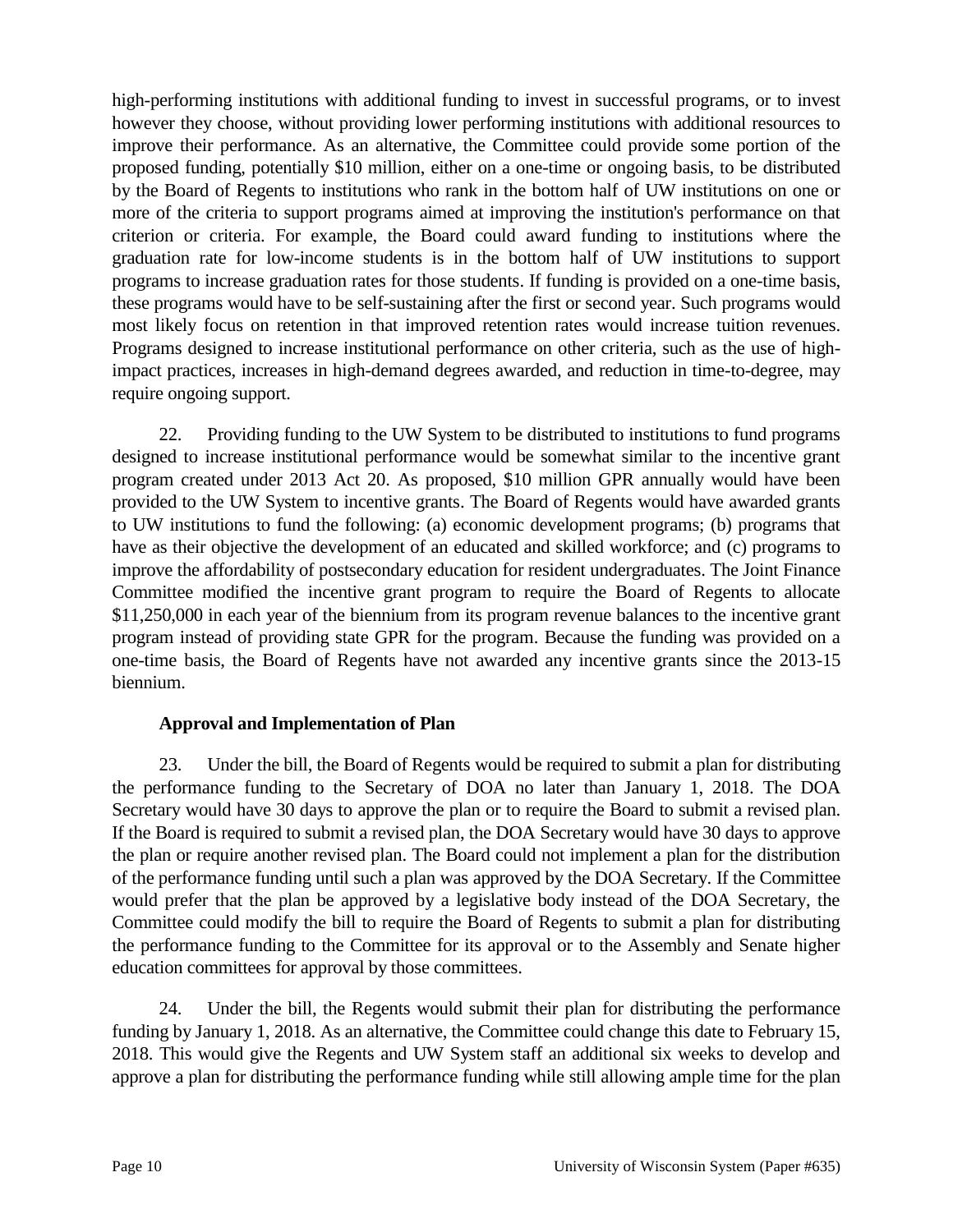high-performing institutions with additional funding to invest in successful programs, or to invest however they choose, without providing lower performing institutions with additional resources to improve their performance. As an alternative, the Committee could provide some portion of the proposed funding, potentially $10 million, either on a one-time or ongoing basis, to be distributed by the Board of Regents to institutions who rank in the bottom half of UW institutions on one or more of the criteria to support programs aimed at improving the institution's performance on that criterion or criteria. For example, the Board could award funding to institutions where the graduation rate for low-income students is in the bottom half of UW institutions to support programs to increase graduation rates for those students. If funding is provided on a one-time basis, these programs would have to be self-sustaining after the first or second year. Such programs would most likely focus on retention in that improved retention rates would increase tuition revenues. Programs designed to increase institutional performance on other criteria, such as the use of high-impact practices, increases in high-demand degrees awarded, and reduction in time-to-degree, may require ongoing support.

22. Providing funding to the UW System to be distributed to institutions to fund programs designed to increase institutional performance would be somewhat similar to the incentive grant program created under 2013 Act 20. As proposed, $10 million GPR annually would have been provided to the UW System to incentive grants. The Board of Regents would have awarded grants to UW institutions to fund the following: (a) economic development programs; (b) programs that have as their objective the development of an educated and skilled workforce; and (c) programs to improve the affordability of postsecondary education for resident undergraduates. The Joint Finance Committee modified the incentive grant program to require the Board of Regents to allocate $11,250,000 in each year of the biennium from its program revenue balances to the incentive grant program instead of providing state GPR for the program. Because the funding was provided on a one-time basis, the Board of Regents have not awarded any incentive grants since the 2013-15 biennium.

**Approval and Implementation of Plan**

23. Under the bill, the Board of Regents would be required to submit a plan for distributing the performance funding to the Secretary of DOA no later than January 1, 2018. The DOA Secretary would have 30 days to approve the plan or to require the Board to submit a revised plan. If the Board is required to submit a revised plan, the DOA Secretary would have 30 days to approve the plan or require another revised plan. The Board could not implement a plan for the distribution of the performance funding until such a plan was approved by the DOA Secretary. If the Committee would prefer that the plan be approved by a legislative body instead of the DOA Secretary, the Committee could modify the bill to require the Board of Regents to submit a plan for distributing the performance funding to the Committee for its approval or to the Assembly and Senate higher education committees for approval by those committees.

24. Under the bill, the Regents would submit their plan for distributing the performance funding by January 1, 2018. As an alternative, the Committee could change this date to February 15, 2018. This would give the Regents and UW System staff an additional six weeks to develop and approve a plan for distributing the performance funding while still allowing ample time for the plan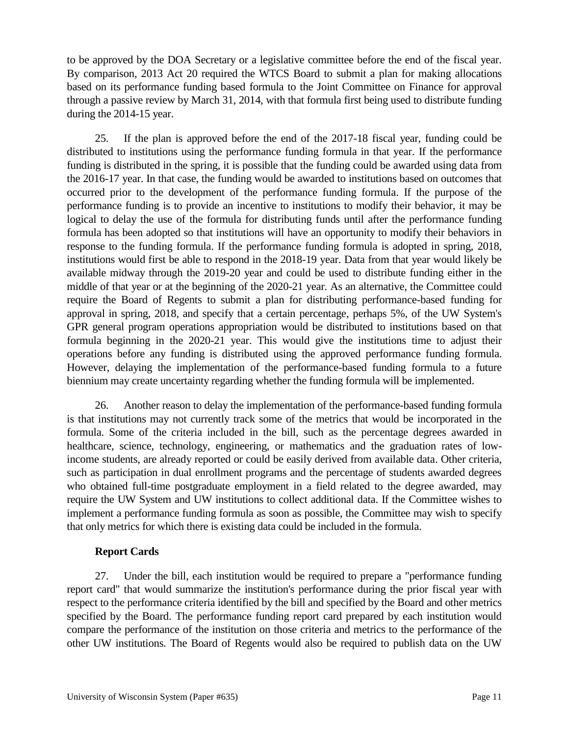to be approved by the DOA Secretary or a legislative committee before the end of the fiscal year. By comparison, 2013 Act 20 required the WTCS Board to submit a plan for making allocations based on its performance funding based formula to the Joint Committee on Finance for approval through a passive review by March 31, 2014, with that formula first being used to distribute funding during the 2014-15 year.

25. If the plan is approved before the end of the 2017-18 fiscal year, funding could be distributed to institutions using the performance funding formula in that year. If the performance funding is distributed in the spring, it is possible that the funding could be awarded using data from the 2016-17 year. In that case, the funding would be awarded to institutions based on outcomes that occurred prior to the development of the performance funding formula. If the purpose of the performance funding is to provide an incentive to institutions to modify their behavior, it may be logical to delay the use of the formula for distributing funds until after the performance funding formula has been adopted so that institutions will have an opportunity to modify their behaviors in response to the funding formula. If the performance funding formula is adopted in spring, 2018, institutions would first be able to respond in the 2018-19 year. Data from that year would likely be available midway through the 2019-20 year and could be used to distribute funding either in the middle of that year or at the beginning of the 2020-21 year. As an alternative, the Committee could require the Board of Regents to submit a plan for distributing performance-based funding for approval in spring, 2018, and specify that a certain percentage, perhaps 5%, of the UW System's GPR general program operations appropriation would be distributed to institutions based on that formula beginning in the 2020-21 year. This would give the institutions time to adjust their operations before any funding is distributed using the approved performance funding formula. However, delaying the implementation of the performance-based funding formula to a future biennium may create uncertainty regarding whether the funding formula will be implemented.

26. Another reason to delay the implementation of the performance-based funding formula is that institutions may not currently track some of the metrics that would be incorporated in the formula. Some of the criteria included in the bill, such as the percentage degrees awarded in healthcare, science, technology, engineering, or mathematics and the graduation rates of low-income students, are already reported or could be easily derived from available data. Other criteria, such as participation in dual enrollment programs and the percentage of students awarded degrees who obtained full-time postgraduate employment in a field related to the degree awarded, may require the UW System and UW institutions to collect additional data. If the Committee wishes to implement a performance funding formula as soon as possible, the Committee may wish to specify that only metrics for which there is existing data could be included in the formula.

**Report Cards**

27. Under the bill, each institution would be required to prepare a "performance funding report card" that would summarize the institution's performance during the prior fiscal year with respect to the performance criteria identified by the bill and specified by the Board and other metrics specified by the Board. The performance funding report card prepared by each institution would compare the performance of the institution on those criteria and metrics to the performance of the other UW institutions. The Board of Regents would also be required to publish data on the UW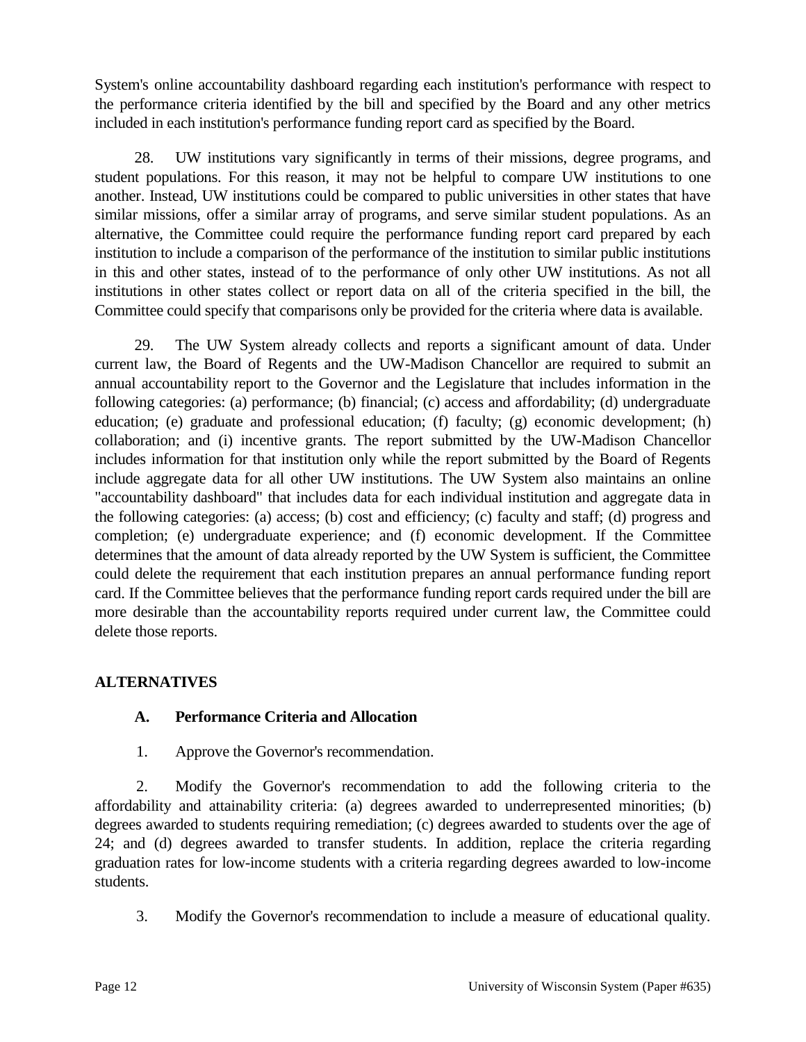System's online accountability dashboard regarding each institution's performance with respect to the performance criteria identified by the bill and specified by the Board and any other metrics included in each institution's performance funding report card as specified by the Board.

28. UW institutions vary significantly in terms of their missions, degree programs, and student populations. For this reason, it may not be helpful to compare UW institutions to one another. Instead, UW institutions could be compared to public universities in other states that have similar missions, offer a similar array of programs, and serve similar student populations. As an alternative, the Committee could require the performance funding report card prepared by each institution to include a comparison of the performance of the institution to similar public institutions in this and other states, instead of to the performance of only other UW institutions. As not all institutions in other states collect or report data on all of the criteria specified in the bill, the Committee could specify that comparisons only be provided for the criteria where data is available.

29. The UW System already collects and reports a significant amount of data. Under current law, the Board of Regents and the UW-Madison Chancellor are required to submit an annual accountability report to the Governor and the Legislature that includes information in the following categories: (a) performance; (b) financial; (c) access and affordability; (d) undergraduate education; (e) graduate and professional education; (f) faculty; (g) economic development; (h) collaboration; and (i) incentive grants. The report submitted by the UW-Madison Chancellor includes information for that institution only while the report submitted by the Board of Regents include aggregate data for all other UW institutions. The UW System also maintains an online "accountability dashboard" that includes data for each individual institution and aggregate data in the following categories: (a) access; (b) cost and efficiency; (c) faculty and staff; (d) progress and completion; (e) undergraduate experience; and (f) economic development. If the Committee determines that the amount of data already reported by the UW System is sufficient, the Committee could delete the requirement that each institution prepares an annual performance funding report card. If the Committee believes that the performance funding report cards required under the bill are more desirable than the accountability reports required under current law, the Committee could delete those reports.

## ALTERNATIVES

### A. Performance Criteria and Allocation

1. Approve the Governor's recommendation.

2. Modify the Governor's recommendation to add the following criteria to the affordability and attainability criteria: (a) degrees awarded to underrepresented minorities; (b) degrees awarded to students requiring remediation; (c) degrees awarded to students over the age of 24; and (d) degrees awarded to transfer students. In addition, replace the criteria regarding graduation rates for low-income students with a criteria regarding degrees awarded to low-income students.

3. Modify the Governor's recommendation to include a measure of educational quality.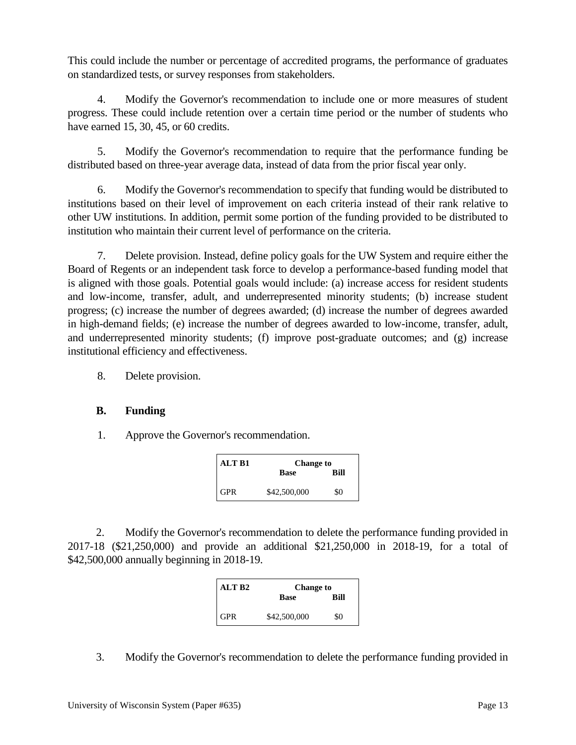This could include the number or percentage of accredited programs, the performance of graduates on standardized tests, or survey responses from stakeholders.

4. Modify the Governor's recommendation to include one or more measures of student progress. These could include retention over a certain time period or the number of students who have earned 15, 30, 45, or 60 credits.

5. Modify the Governor's recommendation to require that the performance funding be distributed based on three-year average data, instead of data from the prior fiscal year only.

6. Modify the Governor's recommendation to specify that funding would be distributed to institutions based on their level of improvement on each criteria instead of their rank relative to other UW institutions. In addition, permit some portion of the funding provided to be distributed to institution who maintain their current level of performance on the criteria.

7. Delete provision. Instead, define policy goals for the UW System and require either the Board of Regents or an independent task force to develop a performance-based funding model that is aligned with those goals. Potential goals would include: (a) increase access for resident students and low-income, transfer, adult, and underrepresented minority students; (b) increase student progress; (c) increase the number of degrees awarded; (d) increase the number of degrees awarded in high-demand fields; (e) increase the number of degrees awarded to low-income, transfer, adult, and underrepresented minority students; (f) improve post-graduate outcomes; and (g) increase institutional efficiency and effectiveness.

8. Delete provision.

**B. Funding**

1. Approve the Governor's recommendation.

| ALT B1 | Change to | |
|---|---|---|
| | Base | Bill |
| GPR | $42,500,000 | $0 |

2. Modify the Governor's recommendation to delete the performance funding provided in 2017-18 ($21,250,000) and provide an additional $21,250,000 in 2018-19, for a total of $42,500,000 annually beginning in 2018-19.

| ALT B2 | Change to | |
|---|---|---|
| | Base | Bill |
| GPR | $42,500,000 | $0 |

3. Modify the Governor's recommendation to delete the performance funding provided in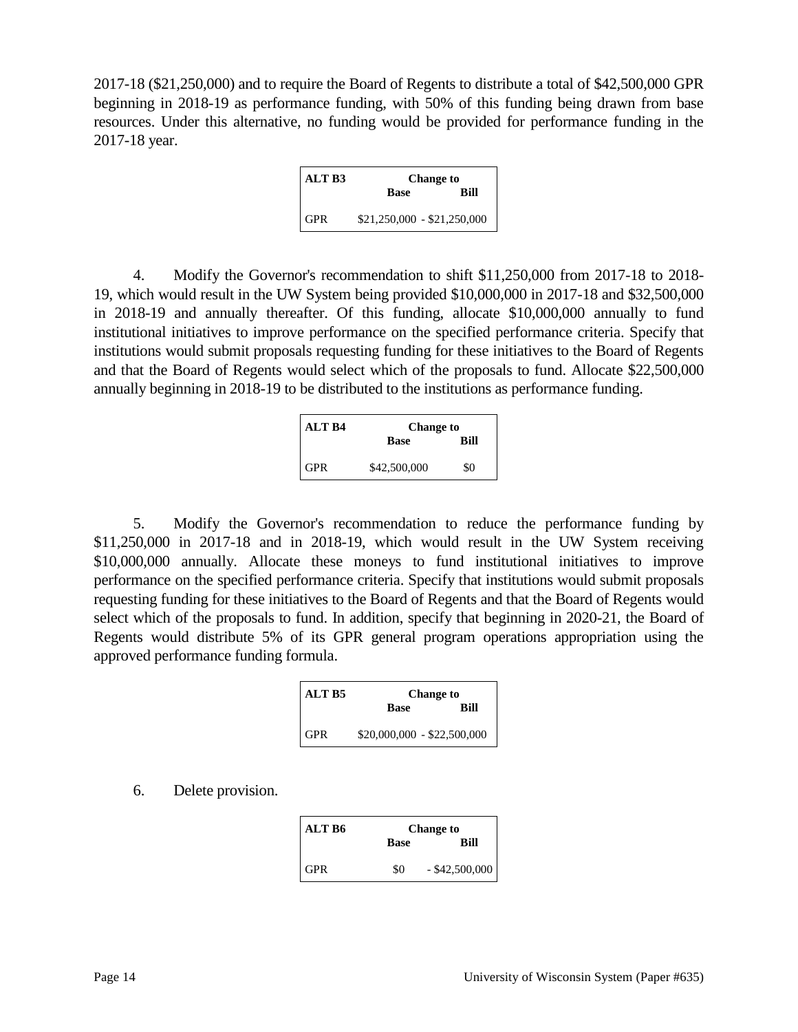2017-18 ($21,250,000) and to require the Board of Regents to distribute a total of $42,500,000 GPR beginning in 2018-19 as performance funding, with 50% of this funding being drawn from base resources. Under this alternative, no funding would be provided for performance funding in the 2017-18 year.

| ALT B3 | Change to Base | Bill |
|---|---|---|
| GPR | $21,250,000 | - $21,250,000 |

4. Modify the Governor's recommendation to shift $11,250,000 from 2017-18 to 2018-19, which would result in the UW System being provided $10,000,000 in 2017-18 and $32,500,000 in 2018-19 and annually thereafter. Of this funding, allocate $10,000,000 annually to fund institutional initiatives to improve performance on the specified performance criteria. Specify that institutions would submit proposals requesting funding for these initiatives to the Board of Regents and that the Board of Regents would select which of the proposals to fund. Allocate $22,500,000 annually beginning in 2018-19 to be distributed to the institutions as performance funding.

| ALT B4 | Change to Base | Bill |
|---|---|---|
| GPR | $42,500,000 | $0 |

5. Modify the Governor's recommendation to reduce the performance funding by $11,250,000 in 2017-18 and in 2018-19, which would result in the UW System receiving $10,000,000 annually. Allocate these moneys to fund institutional initiatives to improve performance on the specified performance criteria. Specify that institutions would submit proposals requesting funding for these initiatives to the Board of Regents and that the Board of Regents would select which of the proposals to fund. In addition, specify that beginning in 2020-21, the Board of Regents would distribute 5% of its GPR general program operations appropriation using the approved performance funding formula.

| ALT B5 | Change to Base | Bill |
|---|---|---|
| GPR | $20,000,000 | - $22,500,000 |

6. Delete provision.

| ALT B6 | Change to Base | Bill |
|---|---|---|
| GPR | $0 | - $42,500,000 |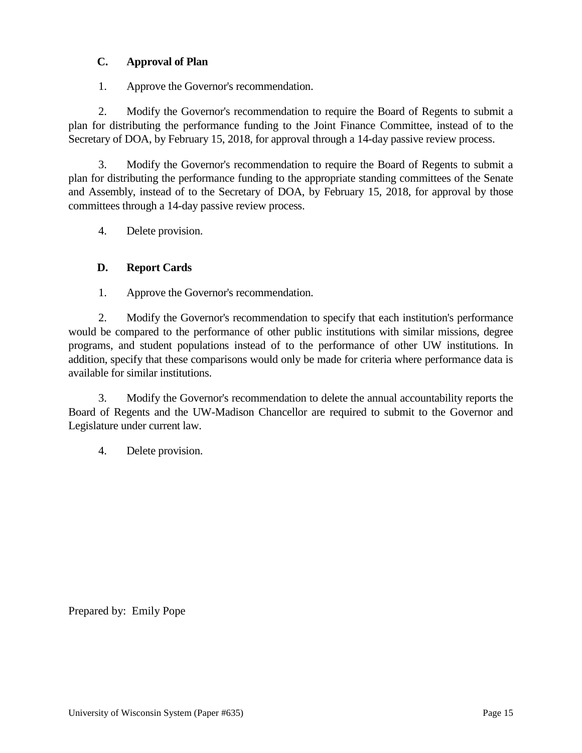**C. Approval of Plan**

1. Approve the Governor's recommendation.

2. Modify the Governor's recommendation to require the Board of Regents to submit a plan for distributing the performance funding to the Joint Finance Committee, instead of to the Secretary of DOA, by February 15, 2018, for approval through a 14-day passive review process.

3. Modify the Governor's recommendation to require the Board of Regents to submit a plan for distributing the performance funding to the appropriate standing committees of the Senate and Assembly, instead of to the Secretary of DOA, by February 15, 2018, for approval by those committees through a 14-day passive review process.

4. Delete provision.

**D. Report Cards**

1. Approve the Governor's recommendation.

2. Modify the Governor's recommendation to specify that each institution's performance would be compared to the performance of other public institutions with similar missions, degree programs, and student populations instead of to the performance of other UW institutions. In addition, specify that these comparisons would only be made for criteria where performance data is available for similar institutions.

3. Modify the Governor's recommendation to delete the annual accountability reports the Board of Regents and the UW-Madison Chancellor are required to submit to the Governor and Legislature under current law.

4. Delete provision.

Prepared by: Emily Pope